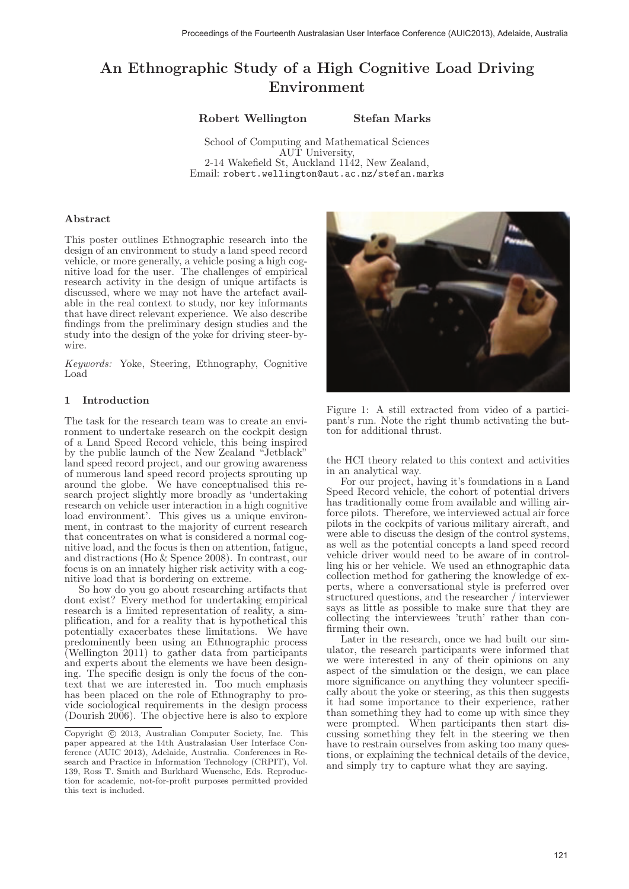# An Ethnographic Study of a High Cognitive Load Driving Environment

**Robert Wellington** **Stefan Marks**

School of Computing and Mathematical Sciences
AUT University,
2-14 Wakefield St, Auckland 1142, New Zealand,
Email: robert.wellington@aut.ac.nz/stefan.marks

## Abstract

This poster outlines Ethnographic research into the design of an environment to study a land speed record vehicle, or more generally, a vehicle posing a high cognitive load for the user. The challenges of empirical research activity in the design of unique artifacts is discussed, where we may not have the artefact available in the real context to study, nor key informants that have direct relevant experience. We also describe findings from the preliminary design studies and the study into the design of the yoke for driving steer-by-wire.

*Keywords:* Yoke, Steering, Ethnography, Cognitive Load

## 1 Introduction

The task for the research team was to create an environment to undertake research on the cockpit design of a Land Speed Record vehicle, this being inspired by the public launch of the New Zealand "Jetblack" land speed record project, and our growing awareness of numerous land speed record projects sprouting up around the globe. We have conceptualised this research project slightly more broadly as 'undertaking research on vehicle user interaction in a high cognitive load environment'. This gives us a unique environment, in contrast to the majority of current research that concentrates on what is considered a normal cognitive load, and the focus is then on attention, fatigue, and distractions (Ho & Spence 2008). In contrast, our focus is on an innately higher risk activity with a cognitive load that is bordering on extreme.

So how do you go about researching artifacts that dont exist? Every method for undertaking empirical research is a limited representation of reality, a simplification, and for a reality that is hypothetical this potentially exacerbates these limitations. We have predominently been using an Ethnographic process (Wellington 2011) to gather data from participants and experts about the elements we have been designing. The specific design is only the focus of the context that we are interested in. Too much emphasis has been placed on the role of Ethnography to provide sociological requirements in the design process (Dourish 2006). The objective here is also to explore the HCI theory related to this context and activities in an analytical way.

Figure 1: A still extracted from video of a participant's run. Note the right thumb activating the button for additional thrust.

For our project, having it's foundations in a Land Speed Record vehicle, the cohort of potential drivers has traditionally come from available and willing airforce pilots. Therefore, we interviewed actual air force pilots in the cockpits of various military aircraft, and were able to discuss the design of the control systems, as well as the potential concepts a land speed record vehicle driver would need to be aware of in controlling his or her vehicle. We used an ethnographic data collection method for gathering the knowledge of experts, where a conversational style is preferred over structured questions, and the researcher / interviewer says as little as possible to make sure that they are collecting the interviewees 'truth' rather than confirming their own.

Later in the research, once we had built our simulator, the research participants were informed that we were interested in any of their opinions on any aspect of the simulation or the design, we can place more significance on anything they volunteer specifically about the yoke or steering, as this then suggests it had some importance to their experience, rather than something they had to come up with since they were prompted. When participants then start discussing something they felt in the steering we then have to restrain ourselves from asking too many questions, or explaining the technical details of the device, and simply try to capture what they are saying.

Copyright © 2013, Australian Computer Society, Inc. This paper appeared at the 14th Australasian User Interface Conference (AUIC 2013), Adelaide, Australia. Conferences in Research and Practice in Information Technology (CRPIT), Vol. 139, Ross T. Smith and Burkhard Wuensche, Eds. Reproduction for academic, not-for-profit purposes permitted provided this text is included.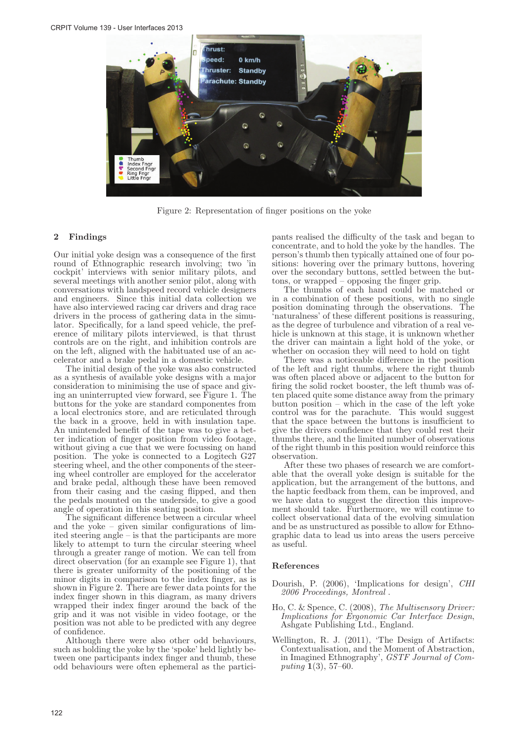Thrust:
Speed: 0 km/h
Thruster: Standby
Parachute: Standby

Thumb
Index Fngr
Second Fngr
Ring Fngr
Little Fngr

Figure 2: Representation of finger positions on the yoke

## 2 Findings

Our initial yoke design was a consequence of the first round of Ethnographic research involving; two 'in cockpit' interviews with senior military pilots, and several meetings with another senior pilot, along with conversations with landspeed record vehicle designers and engineers. Since this initial data collection we have also interviewed racing car drivers and drag race drivers in the process of gathering data in the simulator. Specifically, for a land speed vehicle, the preference of military pilots interviewed, is that thrust controls are on the right, and inhibition controls are on the left, aligned with the habituated use of an accelerator and a brake pedal in a domestic vehicle.

The initial design of the yoke was also constructed as a synthesis of available yoke designs with a major consideration to minimising the use of space and giving an uninterrupted view forward, see Figure 1. The buttons for the yoke are standard componentes from a local electronics store, and are reticulated through the back in a groove, held in with insulation tape. An unintended benefit of the tape was to give a better indication of finger position from video footage, without giving a cue that we were focussing on hand position. The yoke is connected to a Logitech G27 steering wheel, and the other components of the steering wheel controller are employed for the accelerator and brake pedal, although these have been removed from their casing and the casing flipped, and then the pedals mounted on the underside, to give a good angle of operation in this seating position.

The significant difference between a circular wheel and the yoke – given similar configurations of limited steering angle – is that the participants are more likely to attempt to turn the circular steering wheel through a greater range of motion. We can tell from direct observation (for an example see Figure 1), that there is greater uniformity of the positioning of the minor digits in comparison to the index finger, as is shown in Figure 2. There are fewer data points for the index finger shown in this diagram, as many drivers wrapped their index finger around the back of the grip and it was not visible in video footage, or the position was not able to be predicted with any degree of confidence.

Although there were also other odd behaviours, such as holding the yoke by the 'spoke' held lightly between one participants index finger and thumb, these odd behaviours were often ephemeral as the participants realised the difficulty of the task and began to concentrate, and to hold the yoke by the handles. The person's thumb then typically attained one of four positions: hovering over the primary buttons, hovering over the secondary buttons, settled between the buttons, or wrapped – opposing the finger grip.

The thumbs of each hand could be matched or in a combination of these positions, with no single position dominating through the observations. The 'naturalness' of these different positions is reassuring, as the degree of turbulence and vibration of a real vehicle is unknown at this stage, it is unknown whether the driver can maintain a light hold of the yoke, or whether on occasion they will need to hold on tight.

There was a noticeable difference in the position of the left and right thumbs, where the right thumb was often placed above or adjacent to the button for firing the solid rocket booster, the left thumb was often placed quite some distance away from the primary button position – which in the case of the left yoke control was for the parachute. This would suggest that the space between the buttons is insufficient to give the drivers confidence that they could rest their thumbs there, and the limited number of observations of the right thumb in this position would reinforce this observation.

After these two phases of research we are comfortable that the overall yoke design is suitable for the application, but the arrangement of the buttons, and the haptic feedback from them, can be improved, and we have data to suggest the direction this improvement should take. Furthermore, we will continue to collect observational data of the evolving simulation and be as unstructured as possible to allow for Ethnographic data to lead us into areas the users perceive as useful.

### References

Dourish, P. (2006), 'Implications for design', *CHI 2006 Proceedings, Montreal* .

Ho, C. & Spence, C. (2008), *The Multisensory Driver: Implications for Ergonomic Car Interface Design*, Ashgate Publishing Ltd., England.

Wellington, R. J. (2011), 'The Design of Artifacts: Contextualisation, and the Moment of Abstraction, in Imagined Ethnography', *GSTF Journal of Computing* **1**(3), 57–60.